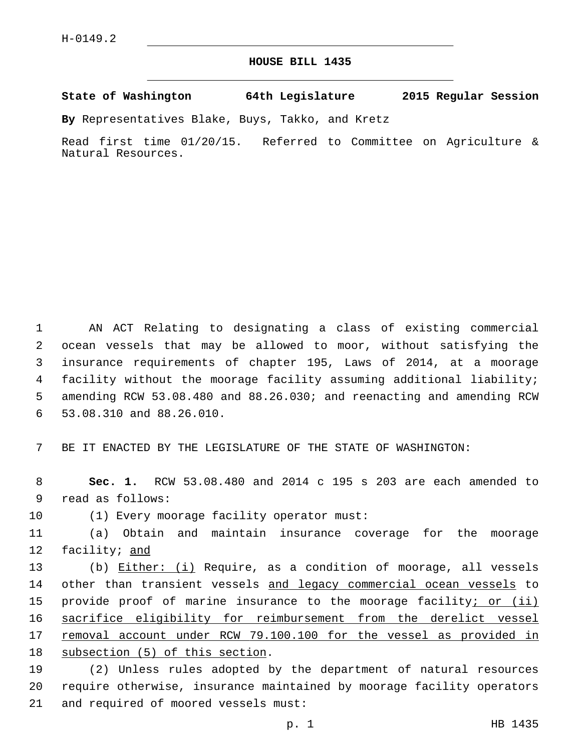H-0149.2

# HOUSE BILL 1435

**State of Washington 64th Legislature 2015 Regular Session**

**By** Representatives Blake, Buys, Takko, and Kretz

Read first time 01/20/15. Referred to Committee on Agriculture & Natural Resources.

AN ACT Relating to designating a class of existing commercial ocean vessels that may be allowed to moor, without satisfying the insurance requirements of chapter 195, Laws of 2014, at a moorage facility without the moorage facility assuming additional liability; amending RCW 53.08.480 and 88.26.030; and reenacting and amending RCW 53.08.310 and 88.26.010.

BE IT ENACTED BY THE LEGISLATURE OF THE STATE OF WASHINGTON:

**Sec. 1.** RCW 53.08.480 and 2014 c 195 s 203 are each amended to read as follows:

(1) Every moorage facility operator must:

(a) Obtain and maintain insurance coverage for the moorage facility; <u>and</u>

(b) <u>Either: (i)</u> Require, as a condition of moorage, all vessels other than transient vessels <u>and legacy commercial ocean vessels</u> to provide proof of marine insurance to the moorage facility<u>; or (ii) sacrifice eligibility for reimbursement from the derelict vessel removal account under RCW 79.100.100 for the vessel as provided in subsection (5) of this section</u>.

(2) Unless rules adopted by the department of natural resources require otherwise, insurance maintained by moorage facility operators and required of moored vessels must: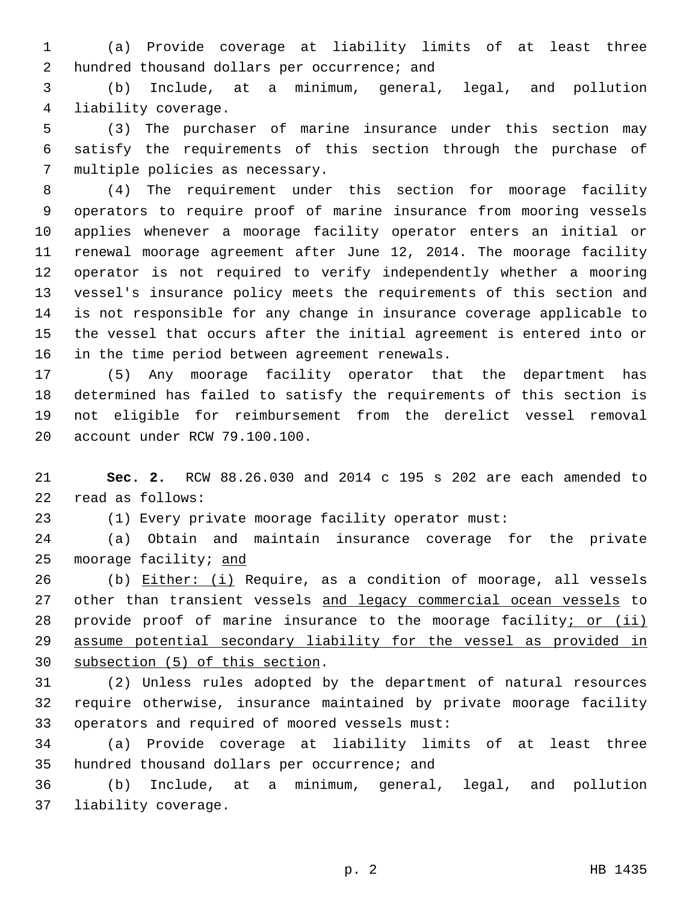(a) Provide coverage at liability limits of at least three hundred thousand dollars per occurrence; and

(b) Include, at a minimum, general, legal, and pollution liability coverage.

(3) The purchaser of marine insurance under this section may satisfy the requirements of this section through the purchase of multiple policies as necessary.

(4) The requirement under this section for moorage facility operators to require proof of marine insurance from mooring vessels applies whenever a moorage facility operator enters an initial or renewal moorage agreement after June 12, 2014. The moorage facility operator is not required to verify independently whether a mooring vessel's insurance policy meets the requirements of this section and is not responsible for any change in insurance coverage applicable to the vessel that occurs after the initial agreement is entered into or in the time period between agreement renewals.

(5) Any moorage facility operator that the department has determined has failed to satisfy the requirements of this section is not eligible for reimbursement from the derelict vessel removal account under RCW 79.100.100.

**Sec. 2.** RCW 88.26.030 and 2014 c 195 s 202 are each amended to read as follows:

(1) Every private moorage facility operator must:

(a) Obtain and maintain insurance coverage for the private moorage facility; <u>and</u>

(b) <u>Either: (i)</u> Require, as a condition of moorage, all vessels other than transient vessels <u>and legacy commercial ocean vessels</u> to provide proof of marine insurance to the moorage facility<u>; or (ii) assume potential secondary liability for the vessel as provided in subsection (5) of this section</u>.

(2) Unless rules adopted by the department of natural resources require otherwise, insurance maintained by private moorage facility operators and required of moored vessels must:

(a) Provide coverage at liability limits of at least three hundred thousand dollars per occurrence; and

(b) Include, at a minimum, general, legal, and pollution liability coverage.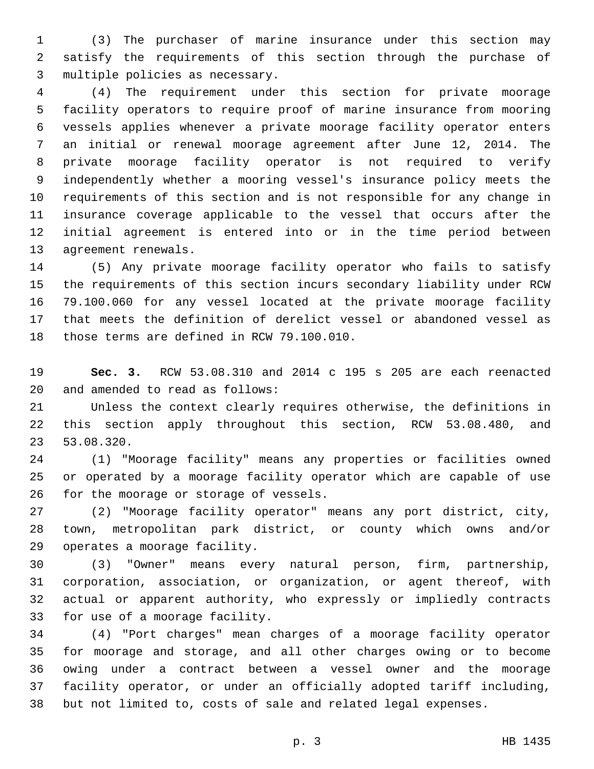(3) The purchaser of marine insurance under this section may satisfy the requirements of this section through the purchase of multiple policies as necessary.

(4) The requirement under this section for private moorage facility operators to require proof of marine insurance from mooring vessels applies whenever a private moorage facility operator enters an initial or renewal moorage agreement after June 12, 2014. The private moorage facility operator is not required to verify independently whether a mooring vessel's insurance policy meets the requirements of this section and is not responsible for any change in insurance coverage applicable to the vessel that occurs after the initial agreement is entered into or in the time period between agreement renewals.

(5) Any private moorage facility operator who fails to satisfy the requirements of this section incurs secondary liability under RCW 79.100.060 for any vessel located at the private moorage facility that meets the definition of derelict vessel or abandoned vessel as those terms are defined in RCW 79.100.010.

**Sec. 3.** RCW 53.08.310 and 2014 c 195 s 205 are each reenacted and amended to read as follows:

Unless the context clearly requires otherwise, the definitions in this section apply throughout this section, RCW 53.08.480, and 53.08.320.

(1) "Moorage facility" means any properties or facilities owned or operated by a moorage facility operator which are capable of use for the moorage or storage of vessels.

(2) "Moorage facility operator" means any port district, city, town, metropolitan park district, or county which owns and/or operates a moorage facility.

(3) "Owner" means every natural person, firm, partnership, corporation, association, or organization, or agent thereof, with actual or apparent authority, who expressly or impliedly contracts for use of a moorage facility.

(4) "Port charges" mean charges of a moorage facility operator for moorage and storage, and all other charges owing or to become owing under a contract between a vessel owner and the moorage facility operator, or under an officially adopted tariff including, but not limited to, costs of sale and related legal expenses.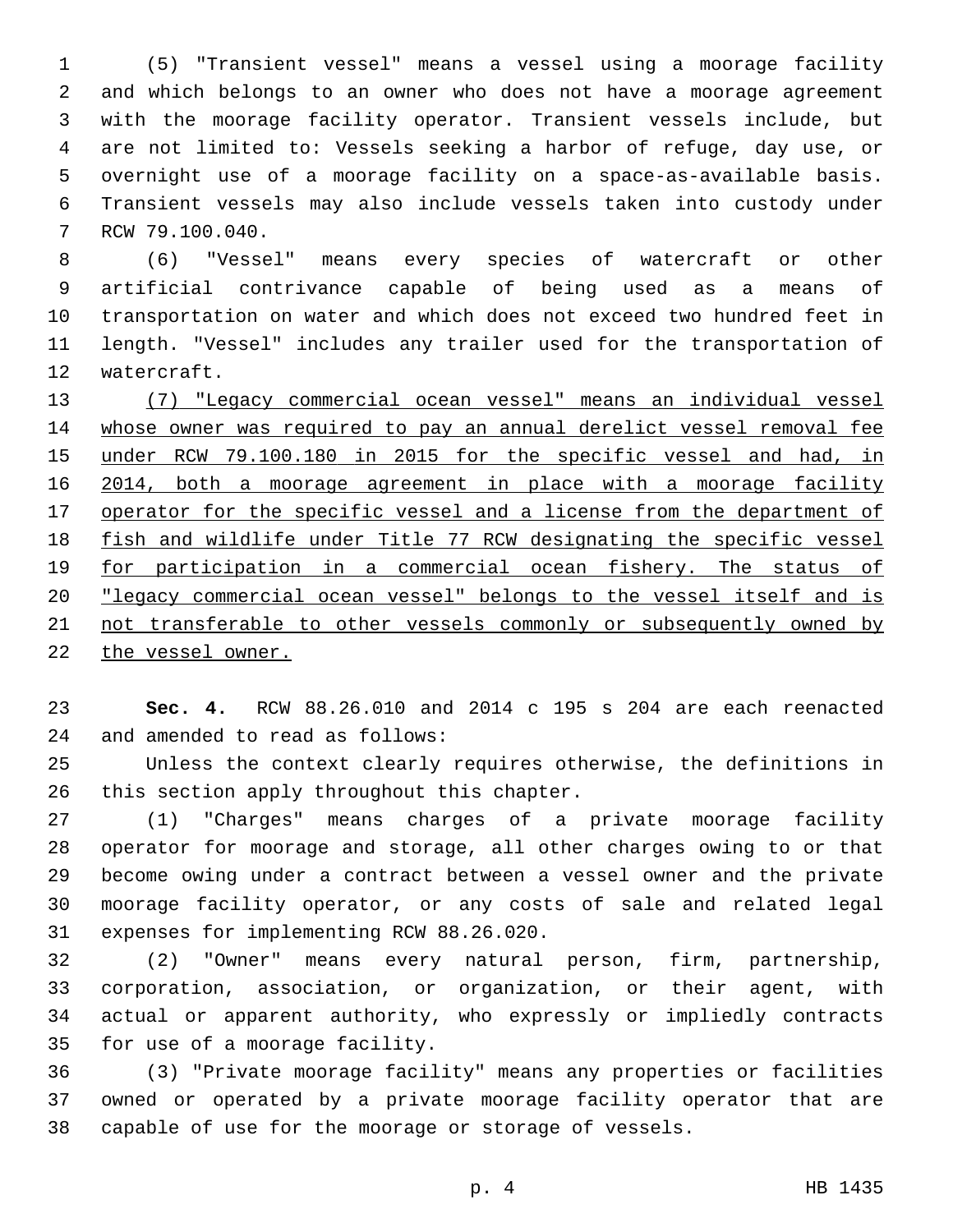(5) "Transient vessel" means a vessel using a moorage facility and which belongs to an owner who does not have a moorage agreement with the moorage facility operator. Transient vessels include, but are not limited to: Vessels seeking a harbor of refuge, day use, or overnight use of a moorage facility on a space-as-available basis. Transient vessels may also include vessels taken into custody under RCW 79.100.040.

(6) "Vessel" means every species of watercraft or other artificial contrivance capable of being used as a means of transportation on water and which does not exceed two hundred feet in length. "Vessel" includes any trailer used for the transportation of watercraft.

<u>(7) "Legacy commercial ocean vessel" means an individual vessel whose owner was required to pay an annual derelict vessel removal fee under RCW 79.100.180 in 2015 for the specific vessel and had, in 2014, both a moorage agreement in place with a moorage facility operator for the specific vessel and a license from the department of fish and wildlife under Title 77 RCW designating the specific vessel for participation in a commercial ocean fishery. The status of "legacy commercial ocean vessel" belongs to the vessel itself and is not transferable to other vessels commonly or subsequently owned by the vessel owner.</u>

**Sec. 4.** RCW 88.26.010 and 2014 c 195 s 204 are each reenacted and amended to read as follows:

Unless the context clearly requires otherwise, the definitions in this section apply throughout this chapter.

(1) "Charges" means charges of a private moorage facility operator for moorage and storage, all other charges owing to or that become owing under a contract between a vessel owner and the private moorage facility operator, or any costs of sale and related legal expenses for implementing RCW 88.26.020.

(2) "Owner" means every natural person, firm, partnership, corporation, association, or organization, or their agent, with actual or apparent authority, who expressly or impliedly contracts for use of a moorage facility.

(3) "Private moorage facility" means any properties or facilities owned or operated by a private moorage facility operator that are capable of use for the moorage or storage of vessels.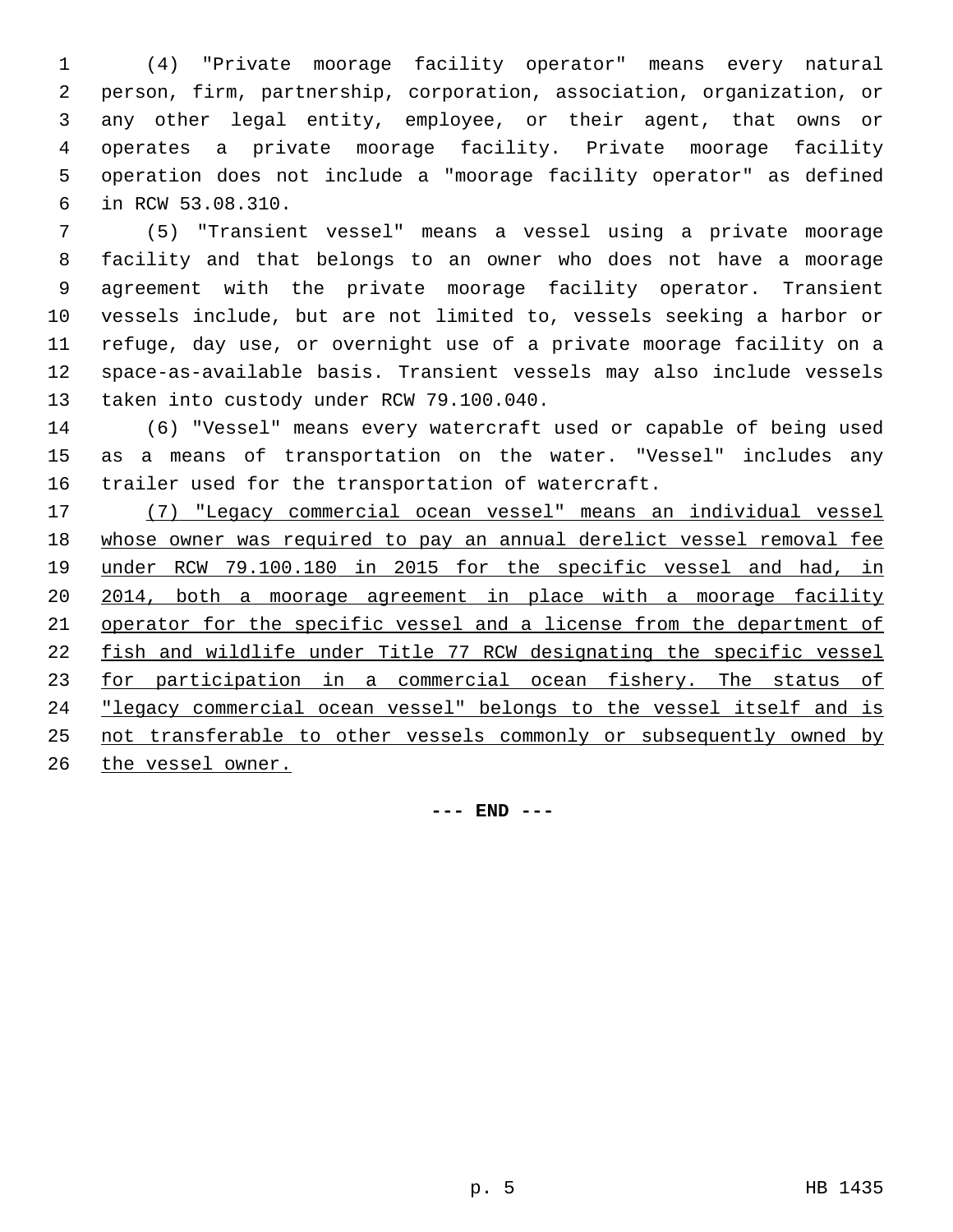(4) "Private moorage facility operator" means every natural person, firm, partnership, corporation, association, organization, or any other legal entity, employee, or their agent, that owns or operates a private moorage facility. Private moorage facility operation does not include a "moorage facility operator" as defined in RCW 53.08.310.

(5) "Transient vessel" means a vessel using a private moorage facility and that belongs to an owner who does not have a moorage agreement with the private moorage facility operator. Transient vessels include, but are not limited to, vessels seeking a harbor or refuge, day use, or overnight use of a private moorage facility on a space-as-available basis. Transient vessels may also include vessels taken into custody under RCW 79.100.040.

(6) "Vessel" means every watercraft used or capable of being used as a means of transportation on the water. "Vessel" includes any trailer used for the transportation of watercraft.

<u>(7) "Legacy commercial ocean vessel" means an individual vessel whose owner was required to pay an annual derelict vessel removal fee under RCW 79.100.180 in 2015 for the specific vessel and had, in 2014, both a moorage agreement in place with a moorage facility operator for the specific vessel and a license from the department of fish and wildlife under Title 77 RCW designating the specific vessel for participation in a commercial ocean fishery. The status of "legacy commercial ocean vessel" belongs to the vessel itself and is not transferable to other vessels commonly or subsequently owned by the vessel owner.</u>

**--- END ---**